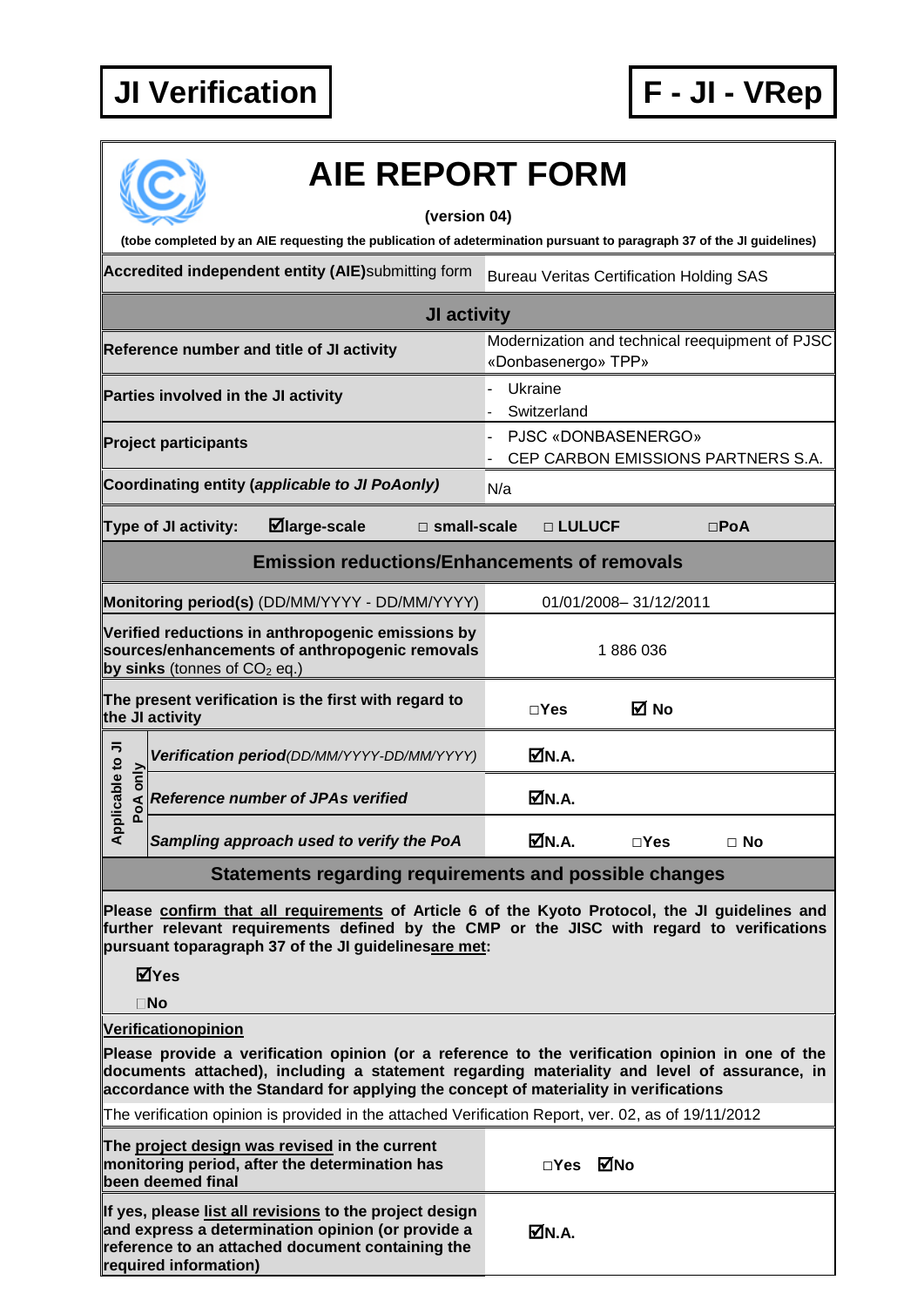**JI Verification** | **F - JI - VRep**

# AIE REPORT FORM

**(version 04)**

**(tobe completed by an AIE requesting the publication of adetermination pursuant to paragraph 37 of the JI guidelines)**

| | |
|---|---|
| **Accredited independent entity (AIE)**submitting form | Bureau Veritas Certification Holding SAS |
| **JI activity** | |
| **Reference number and title of JI activity** | Modernization and technical reequipment of PJSC «Donbasenergo» TPP» |
| **Parties involved in the JI activity** | - Ukraine<br>- Switzerland |
| **Project participants** | - PJSC «DONBASENERGO»<br>- CEP CARBON EMISSIONS PARTNERS S.A. |
| **Coordinating entity (*applicable to JI PoAonly*)** | N/a |
| **Type of JI activity:** ☑**large-scale** □ **small-scale** | □ **LULUCF** □**PoA** |
| **Emission reductions/Enhancements of removals** | |
| **Monitoring period(s)** (DD/MM/YYYY - DD/MM/YYYY) | 01/01/2008– 31/12/2011 |
| **Verified reductions in anthropogenic emissions by sources/enhancements of anthropogenic removals by sinks** (tonnes of $CO_2$ eq.) | 1 886 036 |
| **The present verification is the first with regard to the JI activity** | □**Yes** ☑ **No** |
| **Applicable to JI PoA only:** ***Verification period****(DD/MM/YYYY-DD/MM/YYYY)* | ☑**N.A.** |
| **Applicable to JI PoA only:** ***Reference number of JPAs verified*** | ☑**N.A.** |
| **Applicable to JI PoA only:** ***Sampling approach used to verify the PoA*** | ☑**N.A.** □**Yes** □ **No** |

**Statements regarding requirements and possible changes**

**Please confirm that all requirements of Article 6 of the Kyoto Protocol, the JI guidelines and further relevant requirements defined by the CMP or the JISC with regard to verifications pursuant toparagraph 37 of the JI guidelinesare met:**

☑**Yes**

□**No**

**Verificationopinion**

**Please provide a verification opinion (or a reference to the verification opinion in one of the documents attached), including a statement regarding materiality and level of assurance, in accordance with the Standard for applying the concept of materiality in verifications**

The verification opinion is provided in the attached Verification Report, ver. 02, as of 19/11/2012

| | |
|---|---|
| **The project design was revised in the current monitoring period, after the determination has been deemed final** | □**Yes** ☑**No** |
| **If yes, please list all revisions to the project design and express a determination opinion (or provide a reference to an attached document containing the required information)** | ☑**N.A.** |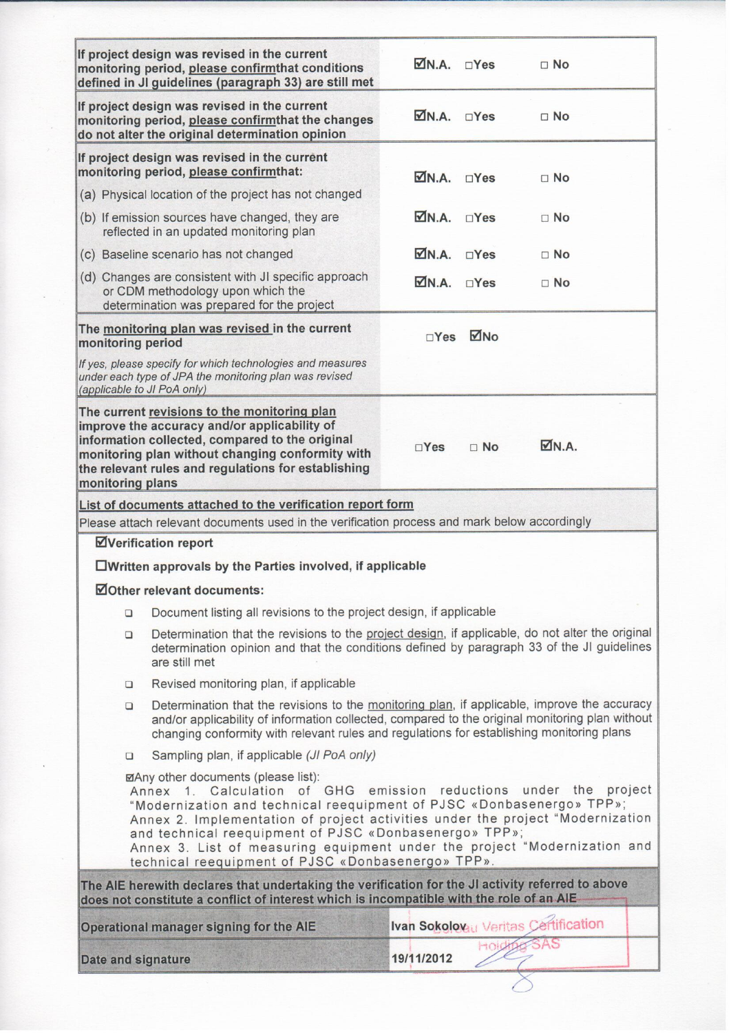| | |
|---|---|
| **If project design was revised in the current monitoring period, please confirmthat conditions defined in JI guidelines (paragraph 33) are still met** | ☑N.A. ☐Yes ☐ No |
| **If project design was revised in the current monitoring period, please confirmthat the changes do not alter the original determination opinion** | ☑N.A. ☐Yes ☐ No |
| **If project design was revised in the current monitoring period, please confirmthat:** | |
| (a) Physical location of the project has not changed | ☑N.A. ☐Yes ☐ No |
| (b) If emission sources have changed, they are reflected in an updated monitoring plan | ☑N.A. ☐Yes ☐ No |
| (c) Baseline scenario has not changed | ☑N.A. ☐Yes ☐ No |
| (d) Changes are consistent with JI specific approach or CDM methodology upon which the determination was prepared for the project | ☑N.A. ☐Yes ☐ No |
| **The monitoring plan was revised in the current monitoring period**<br>*If yes, please specify for which technologies and measures under each type of JPA the monitoring plan was revised (applicable to JI PoA only)* | ☐Yes ☑No |
| **The current revisions to the monitoring plan improve the accuracy and/or applicability of information collected, compared to the original monitoring plan without changing conformity with the relevant rules and regulations for establishing monitoring plans** | ☐Yes ☐ No ☑N.A. |

**List of documents attached to the verification report form**

Please attach relevant documents used in the verification process and mark below accordingly

☑**Verification report**

☐**Written approvals by the Parties involved, if applicable**

☑**Other relevant documents:**

- ☐ Document listing all revisions to the project design, if applicable
- ☐ Determination that the revisions to the project design, if applicable, do not alter the original determination opinion and that the conditions defined by paragraph 33 of the JI guidelines are still met
- ☐ Revised monitoring plan, if applicable
- ☐ Determination that the revisions to the monitoring plan, if applicable, improve the accuracy and/or applicability of information collected, compared to the original monitoring plan without changing conformity with relevant rules and regulations for establishing monitoring plans
- ☐ Sampling plan, if applicable (*JI PoA only*)

☑Any other documents (please list):
Annex 1. Calculation of GHG emission reductions under the project "Modernization and technical reequipment of PJSC «Donbasenergo» TPP";
Annex 2. Implementation of project activities under the project "Modernization and technical reequipment of PJSC «Donbasenergo» TPP»;
Annex 3. List of measuring equipment under the project "Modernization and technical reequipment of PJSC «Donbasenergo» TPP».

**The AIE herewith declares that undertaking the verification for the JI activity referred to above does not constitute a conflict of interest which is incompatible with the role of an AIE**

| | |
|---|---|
| **Operational manager signing for the AIE** | **Ivan Sokolov** |
| **Date and signature** | **19/11/2012** |

Bureau Veritas Certification Holding SAS